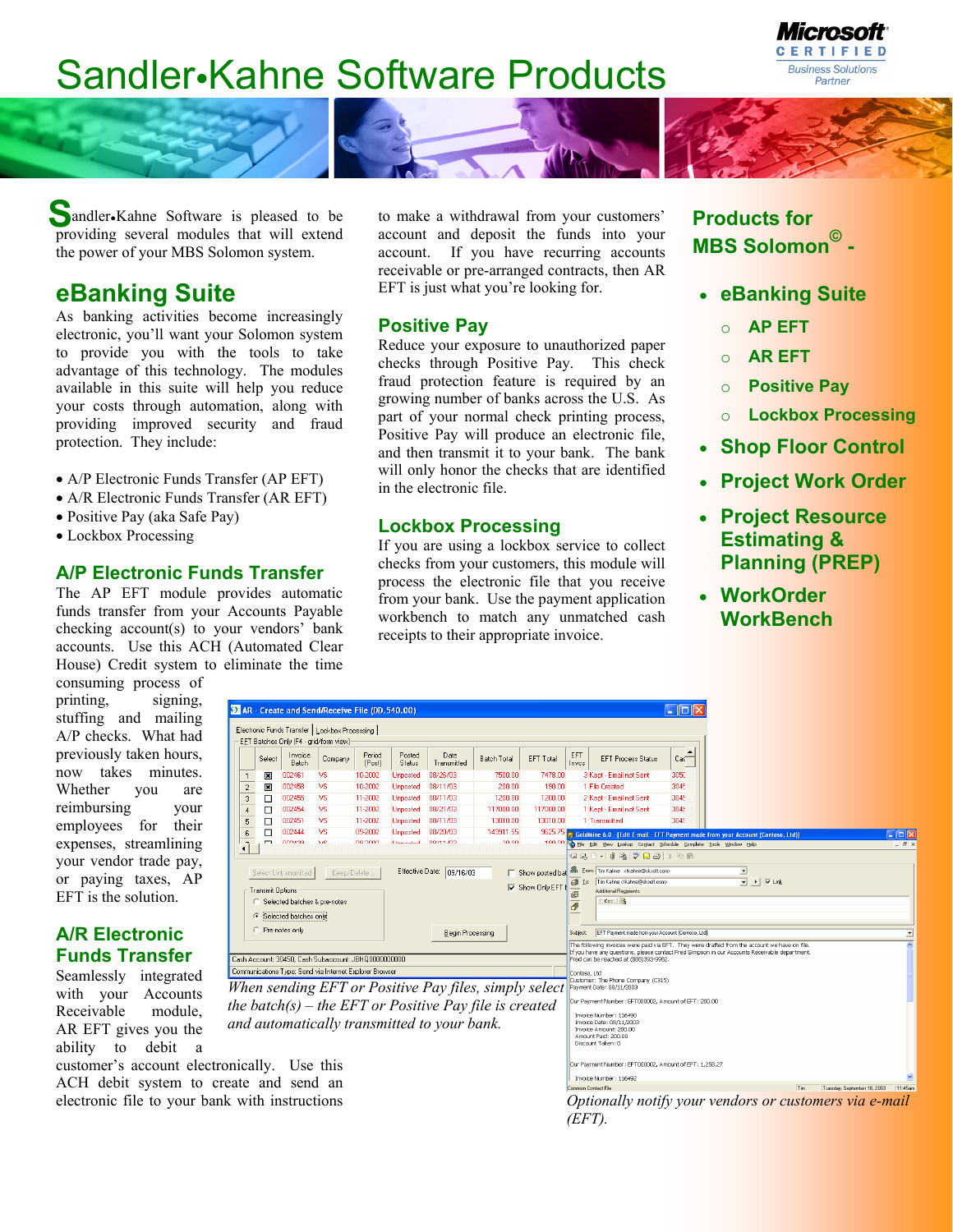# Sandler•Kahne Software Products

Microsoft CERTIFIED Business Solutions Partner

Sandler•Kahne Software is pleased to be providing several modules that will extend the power of your MBS Solomon system.

## eBanking Suite

As banking activities become increasingly electronic, you'll want your Solomon system to provide you with the tools to take advantage of this technology. The modules available in this suite will help you reduce your costs through automation, along with providing improved security and fraud protection. They include:

- A/P Electronic Funds Transfer (AP EFT)
- A/R Electronic Funds Transfer (AR EFT)
- Positive Pay (aka Safe Pay)
- Lockbox Processing

## A/P Electronic Funds Transfer

The AP EFT module provides automatic funds transfer from your Accounts Payable checking account(s) to your vendors' bank accounts. Use this ACH (Automated Clear House) Credit system to eliminate the time consuming process of printing, signing, stuffing and mailing A/P checks. What had previously taken hours, now takes minutes. Whether you are reimbursing your employees for their expenses, streamlining your vendor trade pay, or paying taxes, AP EFT is the solution.

## A/R Electronic Funds Transfer

Seamlessly integrated with your Accounts Receivable module, AR EFT gives you the ability to debit a customer's account electronically. Use this ACH debit system to create and send an electronic file to your bank with instructions to make a withdrawal from your customers' account and deposit the funds into your account. If you have recurring accounts receivable or pre-arranged contracts, then AR EFT is just what you're looking for.

## Positive Pay

Reduce your exposure to unauthorized paper checks through Positive Pay. This check fraud protection feature is required by an growing number of banks across the U.S. As part of your normal check printing process, Positive Pay will produce an electronic file, and then transmit it to your bank. The bank will only honor the checks that are identified in the electronic file.

## Lockbox Processing

If you are using a lockbox service to collect checks from your customers, this module will process the electronic file that you receive from your bank. Use the payment application workbench to match any unmatched cash receipts to their appropriate invoice.

*When sending EFT or Positive Pay files, simply select the batch(s) – the EFT or Positive Pay file is created and automatically transmitted to your bank.*

*Optionally notify your vendors or customers via e-mail (EFT).*

## Products for MBS Solomon© -

- eBanking Suite
  - AP EFT
  - AR EFT
  - Positive Pay
  - Lockbox Processing
- Shop Floor Control
- Project Work Order
- Project Resource Estimating & Planning (PREP)
- WorkOrder WorkBench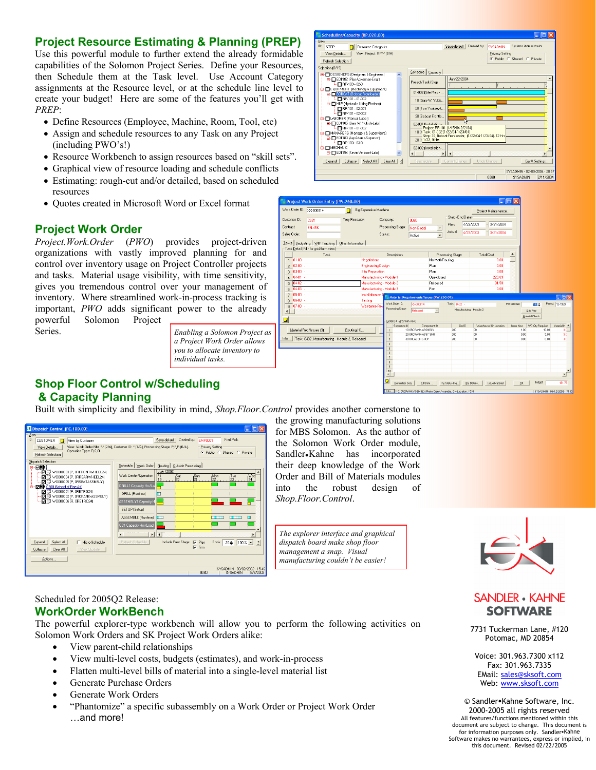## Project Resource Estimating & Planning (PREP)

Use this powerful module to further extend the already formidable capabilities of the Solomon Project Series. Define your Resources, then Schedule them at the Task level. Use Account Category assignments at the Resource level, or at the schedule line level to create your budget! Here are some of the features you'll get with *PREP*:

- Define Resources (Employee, Machine, Room, Tool, etc)
- Assign and schedule resources to any Task on any Project (including PWO's!)
- Resource Workbench to assign resources based on "skill sets".
- Graphical view of resource loading and schedule conflicts
- Estimating: rough-cut and/or detailed, based on scheduled resources
- Quotes created in Microsoft Word or Excel format

## Project Work Order

*Project.Work.Order* (*PWO*) provides project-driven organizations with vastly improved planning for and control over inventory usage on Project Controller projects. Material usage visibility, with time sensitivity, gives you tremendous control over your management of inventory. Where streamlined work-in-process tracking is important, *PWO* adds significant power to the already powerful Solomon Project Series.

*Enabling a Solomon Project as a Project Work Order allows you to allocate inventory to individual tasks.*

## Shop Floor Control w/Scheduling & Capacity Planning

Built with simplicity and flexibility in mind, *Shop.Floor.Control* provides another cornerstone to the growing manufacturing solutions for MBS Solomon. As the author of the Solomon Work Order module, Sandler•Kahne has incorporated their deep knowledge of the Work Order and Bill of Materials modules into the robust design of *Shop.Floor.Control*.

*The explorer interface and graphical dispatch board make shop floor management a snap. Visual manufacturing couldn't be easier!*

Scheduled for 2005Q2 Release:

## WorkOrder WorkBench

The powerful explorer-type workbench will allow you to perform the following activities on Solomon Work Orders and SK Project Work Orders alike:

- View parent-child relationships
- View multi-level costs, budgets (estimates), and work-in-process
- Flatten multi-level bills of material into a single-level material list
- Generate Purchase Orders
- Generate Work Orders
- "Phantomize" a specific subassembly on a Work Order or Project Work Order

…and more!

SANDLER • KAHNE SOFTWARE

7731 Tuckerman Lane, #120
Potomac, MD 20854

Voice: 301.963.7300 x112
Fax: 301.963.7335
EMail: sales@sksoft.com
Web: www.sksoft.com

© Sandler•Kahne Software, Inc.
2000-2005 all rights reserved
All features/functions mentioned within this document are subject to change. This document is for information purposes only. Sandler•Kahne Software makes no warrantees, express or implied, in this document. Revised 02/22/2005